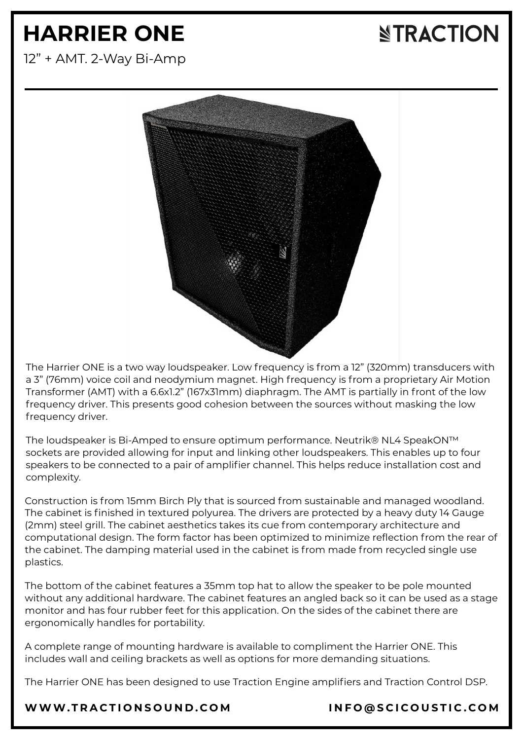# HARRIER ONE

TRACTION

12" + AMT. 2-Way Bi-Amp

The Harrier ONE is a two way loudspeaker. Low frequency is from a 12" (320mm) transducers with a 3" (76mm) voice coil and neodymium magnet. High frequency is from a proprietary Air Motion Transformer (AMT) with a 6.6x1.2" (167x31mm) diaphragm. The AMT is partially in front of the low frequency driver. This presents good cohesion between the sources without masking the low frequency driver.

The loudspeaker is Bi-Amped to ensure optimum performance. Neutrik® NL4 SpeakON™ sockets are provided allowing for input and linking other loudspeakers. This enables up to four speakers to be connected to a pair of amplifier channel. This helps reduce installation cost and complexity.

Construction is from 15mm Birch Ply that is sourced from sustainable and managed woodland. The cabinet is finished in textured polyurea. The drivers are protected by a heavy duty 14 Gauge (2mm) steel grill. The cabinet aesthetics takes its cue from contemporary architecture and computational design. The form factor has been optimized to minimize reflection from the rear of the cabinet. The damping material used in the cabinet is from made from recycled single use plastics.

The bottom of the cabinet features a 35mm top hat to allow the speaker to be pole mounted without any additional hardware. The cabinet features an angled back so it can be used as a stage monitor and has four rubber feet for this application. On the sides of the cabinet there are ergonomically handles for portability.

A complete range of mounting hardware is available to compliment the Harrier ONE. This includes wall and ceiling brackets as well as options for more demanding situations.

The Harrier ONE has been designed to use Traction Engine amplifiers and Traction Control DSP.

**WWW.TRACTIONSOUND.COM** **INFO@SCICOUSTIC.COM**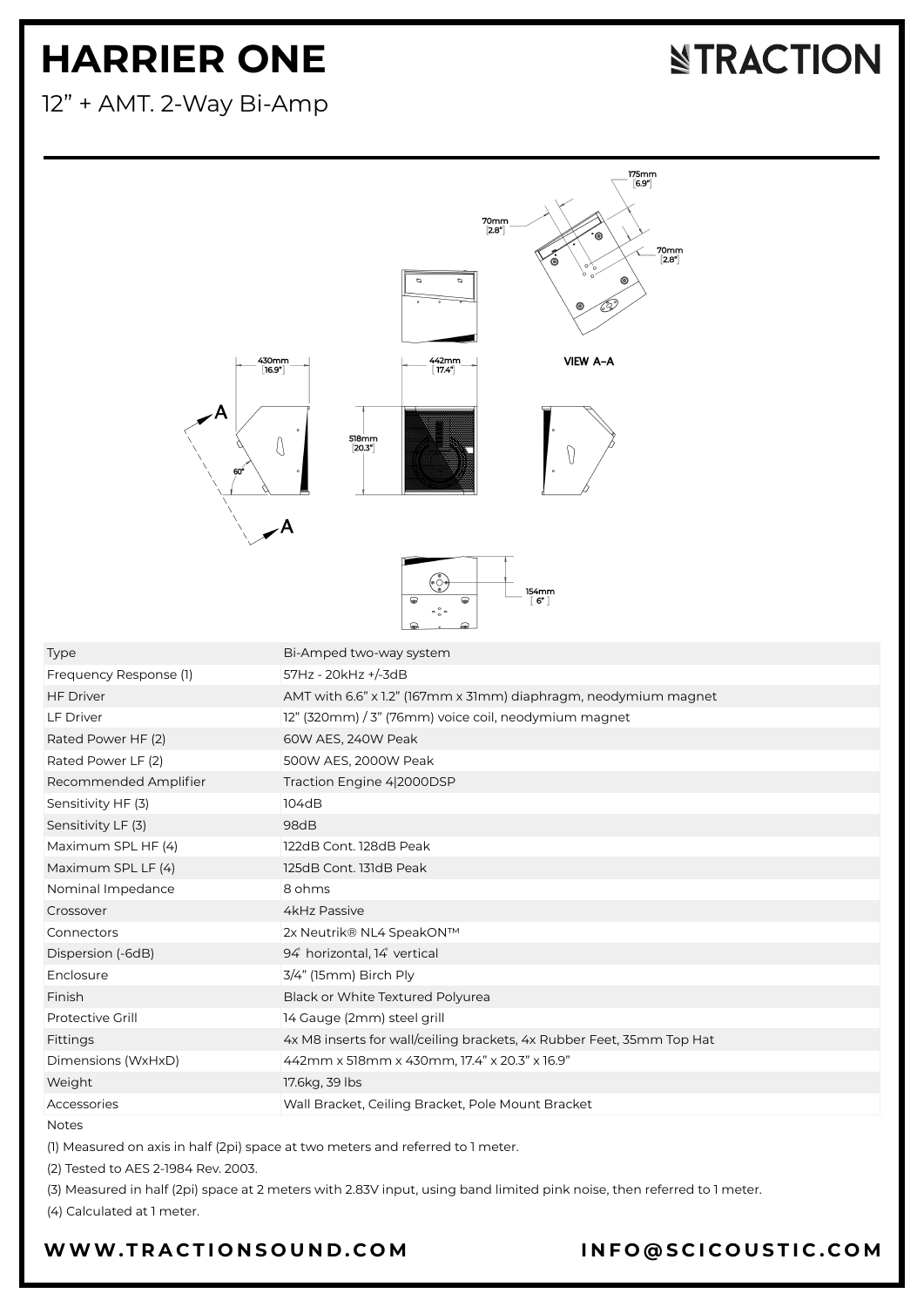# HARRIER ONE

12” + AMT. 2-Way Bi-Amp

TRACTION

175mm [6.9"]
70mm [2.8"]
70mm [2.8"]
VIEW A–A
430mm [16.9"]
442mm [17.4"]
518mm [20.3"]
60°
A
A
154mm [6"]

| | |
|---|---|
| Type | Bi-Amped two-way system |
| Frequency Response (1) | 57Hz - 20kHz +/-3dB |
| HF Driver | AMT with 6.6” x 1.2” (167mm x 31mm) diaphragm, neodymium magnet |
| LF Driver | 12” (320mm) / 3” (76mm) voice coil, neodymium magnet |
| Rated Power HF (2) | 60W AES, 240W Peak |
| Rated Power LF (2) | 500W AES, 2000W Peak |
| Recommended Amplifier | Traction Engine 4\|2000DSP |
| Sensitivity HF (3) | 104dB |
| Sensitivity LF (3) | 98dB |
| Maximum SPL HF (4) | 122dB Cont. 128dB Peak |
| Maximum SPL LF (4) | 125dB Cont. 131dB Peak |
| Nominal Impedance | 8 ohms |
| Crossover | 4kHz Passive |
| Connectors | 2x Neutrik® NL4 SpeakON™ |
| Dispersion (-6dB) | 94° horizontal, 14° vertical |
| Enclosure | 3/4” (15mm) Birch Ply |
| Finish | Black or White Textured Polyurea |
| Protective Grill | 14 Gauge (2mm) steel grill |
| Fittings | 4x M8 inserts for wall/ceiling brackets, 4x Rubber Feet, 35mm Top Hat |
| Dimensions (WxHxD) | 442mm x 518mm x 430mm, 17.4” x 20.3” x 16.9” |
| Weight | 17.6kg, 39 lbs |
| Accessories | Wall Bracket, Ceiling Bracket, Pole Mount Bracket |

Notes

(1) Measured on axis in half (2pi) space at two meters and referred to 1 meter.

(2) Tested to AES 2-1984 Rev. 2003.

(3) Measured in half (2pi) space at 2 meters with 2.83V input, using band limited pink noise, then referred to 1 meter.

(4) Calculated at 1 meter.

**WWW.TRACTIONSOUND.COM** **INFO@SCICOUSTIC.COM**